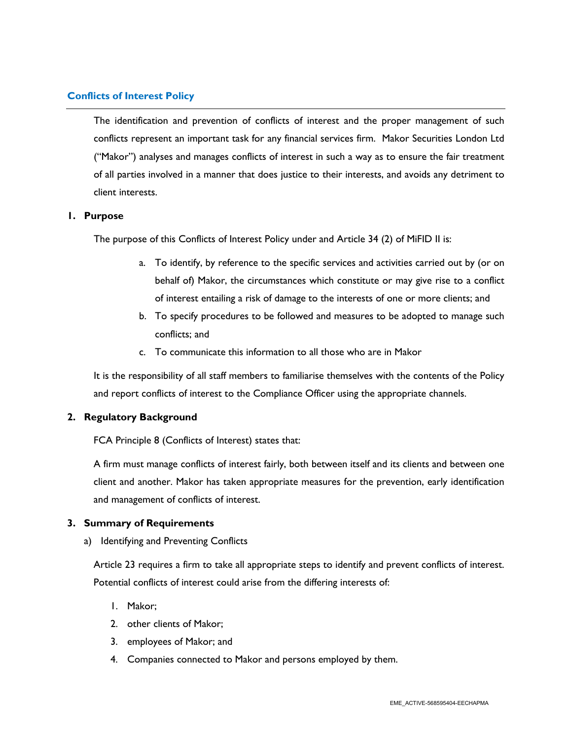# Conflicts of Interest Policy

The identification and prevention of conflicts of interest and the proper management of such conflicts represent an important task for any financial services firm. Makor Securities London Ltd ("Makor") analyses and manages conflicts of interest in such a way as to ensure the fair treatment of all parties involved in a manner that does justice to their interests, and avoids any detriment to client interests.

## 1. Purpose

The purpose of this Conflicts of Interest Policy under and Article 34 (2) of MiFID II is:

a. To identify, by reference to the specific services and activities carried out by (or on behalf of) Makor, the circumstances which constitute or may give rise to a conflict of interest entailing a risk of damage to the interests of one or more clients; and

b. To specify procedures to be followed and measures to be adopted to manage such conflicts; and

c. To communicate this information to all those who are in Makor

It is the responsibility of all staff members to familiarise themselves with the contents of the Policy and report conflicts of interest to the Compliance Officer using the appropriate channels.

## 2. Regulatory Background

FCA Principle 8 (Conflicts of Interest) states that:

A firm must manage conflicts of interest fairly, both between itself and its clients and between one client and another. Makor has taken appropriate measures for the prevention, early identification and management of conflicts of interest.

## 3. Summary of Requirements

a) Identifying and Preventing Conflicts

Article 23 requires a firm to take all appropriate steps to identify and prevent conflicts of interest. Potential conflicts of interest could arise from the differing interests of:

1. Makor;
2. other clients of Makor;
3. employees of Makor; and
4. Companies connected to Makor and persons employed by them.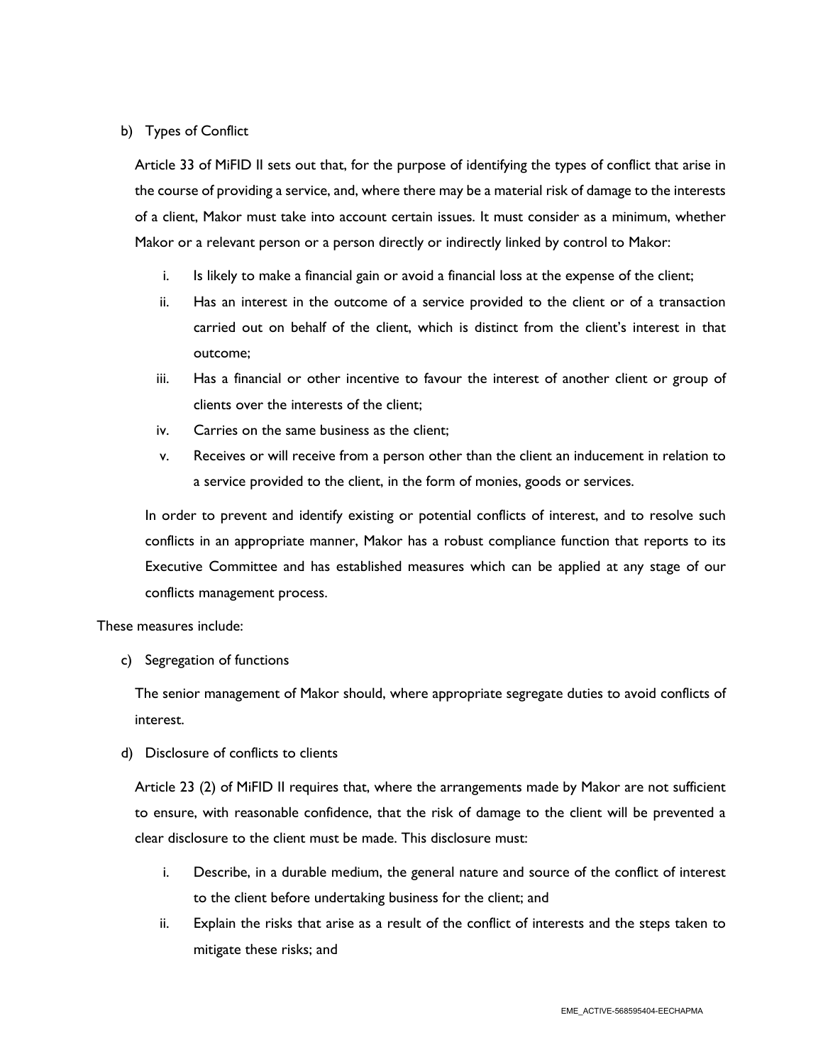b) Types of Conflict

Article 33 of MiFID II sets out that, for the purpose of identifying the types of conflict that arise in the course of providing a service, and, where there may be a material risk of damage to the interests of a client, Makor must take into account certain issues. It must consider as a minimum, whether Makor or a relevant person or a person directly or indirectly linked by control to Makor:

i. Is likely to make a financial gain or avoid a financial loss at the expense of the client;
ii. Has an interest in the outcome of a service provided to the client or of a transaction carried out on behalf of the client, which is distinct from the client's interest in that outcome;
iii. Has a financial or other incentive to favour the interest of another client or group of clients over the interests of the client;
iv. Carries on the same business as the client;
v. Receives or will receive from a person other than the client an inducement in relation to a service provided to the client, in the form of monies, goods or services.

In order to prevent and identify existing or potential conflicts of interest, and to resolve such conflicts in an appropriate manner, Makor has a robust compliance function that reports to its Executive Committee and has established measures which can be applied at any stage of our conflicts management process.

These measures include:

c) Segregation of functions

The senior management of Makor should, where appropriate segregate duties to avoid conflicts of interest.

d) Disclosure of conflicts to clients

Article 23 (2) of MiFID II requires that, where the arrangements made by Makor are not sufficient to ensure, with reasonable confidence, that the risk of damage to the client will be prevented a clear disclosure to the client must be made. This disclosure must:

i. Describe, in a durable medium, the general nature and source of the conflict of interest to the client before undertaking business for the client; and
ii. Explain the risks that arise as a result of the conflict of interests and the steps taken to mitigate these risks; and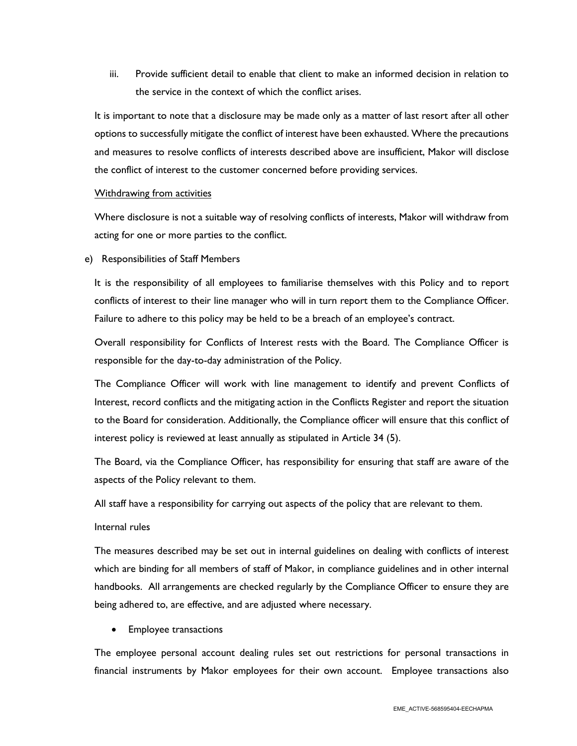iii. Provide sufficient detail to enable that client to make an informed decision in relation to the service in the context of which the conflict arises.

It is important to note that a disclosure may be made only as a matter of last resort after all other options to successfully mitigate the conflict of interest have been exhausted. Where the precautions and measures to resolve conflicts of interests described above are insufficient, Makor will disclose the conflict of interest to the customer concerned before providing services.

Withdrawing from activities

Where disclosure is not a suitable way of resolving conflicts of interests, Makor will withdraw from acting for one or more parties to the conflict.

e) Responsibilities of Staff Members

It is the responsibility of all employees to familiarise themselves with this Policy and to report conflicts of interest to their line manager who will in turn report them to the Compliance Officer. Failure to adhere to this policy may be held to be a breach of an employee's contract.

Overall responsibility for Conflicts of Interest rests with the Board. The Compliance Officer is responsible for the day-to-day administration of the Policy.

The Compliance Officer will work with line management to identify and prevent Conflicts of Interest, record conflicts and the mitigating action in the Conflicts Register and report the situation to the Board for consideration. Additionally, the Compliance officer will ensure that this conflict of interest policy is reviewed at least annually as stipulated in Article 34 (5).

The Board, via the Compliance Officer, has responsibility for ensuring that staff are aware of the aspects of the Policy relevant to them.

All staff have a responsibility for carrying out aspects of the policy that are relevant to them.

Internal rules

The measures described may be set out in internal guidelines on dealing with conflicts of interest which are binding for all members of staff of Makor, in compliance guidelines and in other internal handbooks. All arrangements are checked regularly by the Compliance Officer to ensure they are being adhered to, are effective, and are adjusted where necessary.

- Employee transactions

The employee personal account dealing rules set out restrictions for personal transactions in financial instruments by Makor employees for their own account. Employee transactions also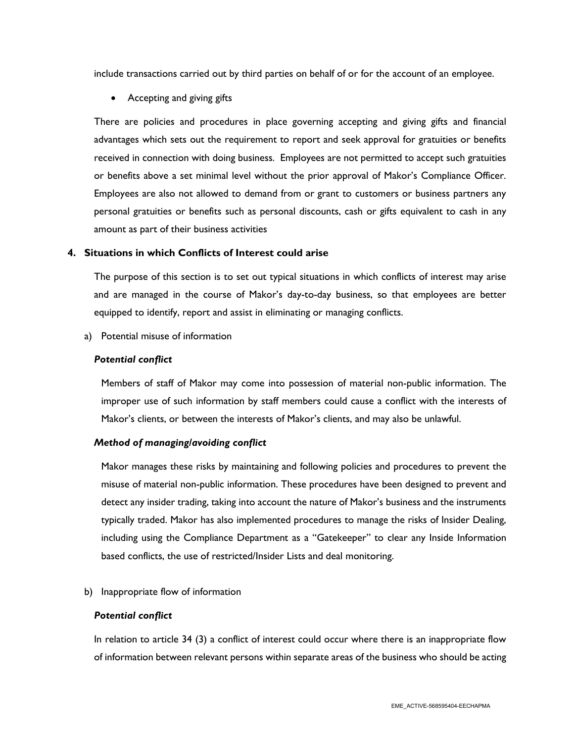include transactions carried out by third parties on behalf of or for the account of an employee.

- Accepting and giving gifts

There are policies and procedures in place governing accepting and giving gifts and financial advantages which sets out the requirement to report and seek approval for gratuities or benefits received in connection with doing business. Employees are not permitted to accept such gratuities or benefits above a set minimal level without the prior approval of Makor's Compliance Officer. Employees are also not allowed to demand from or grant to customers or business partners any personal gratuities or benefits such as personal discounts, cash or gifts equivalent to cash in any amount as part of their business activities

## 4. Situations in which Conflicts of Interest could arise

The purpose of this section is to set out typical situations in which conflicts of interest may arise and are managed in the course of Makor's day-to-day business, so that employees are better equipped to identify, report and assist in eliminating or managing conflicts.

a) Potential misuse of information

***Potential conflict***

Members of staff of Makor may come into possession of material non-public information. The improper use of such information by staff members could cause a conflict with the interests of Makor's clients, or between the interests of Makor's clients, and may also be unlawful.

***Method of managing/avoiding conflict***

Makor manages these risks by maintaining and following policies and procedures to prevent the misuse of material non-public information. These procedures have been designed to prevent and detect any insider trading, taking into account the nature of Makor's business and the instruments typically traded. Makor has also implemented procedures to manage the risks of Insider Dealing, including using the Compliance Department as a "Gatekeeper" to clear any Inside Information based conflicts, the use of restricted/Insider Lists and deal monitoring.

b) Inappropriate flow of information

***Potential conflict***

In relation to article 34 (3) a conflict of interest could occur where there is an inappropriate flow of information between relevant persons within separate areas of the business who should be acting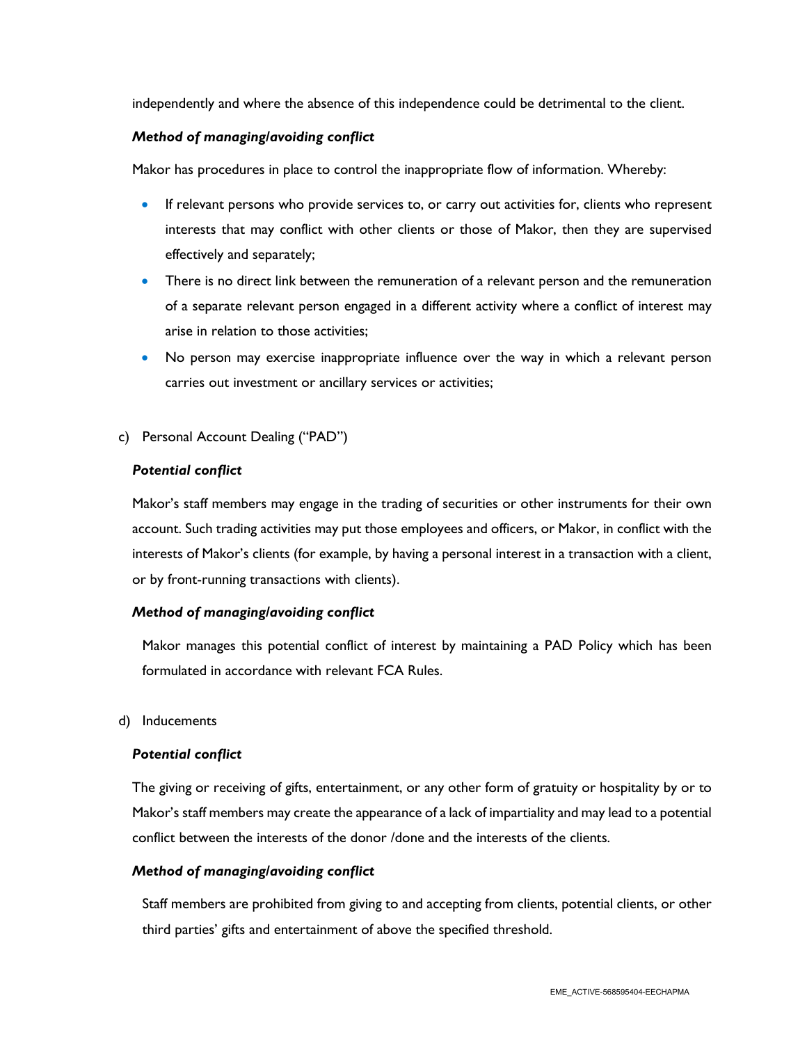independently and where the absence of this independence could be detrimental to the client.

***Method of managing/avoiding conflict***

Makor has procedures in place to control the inappropriate flow of information. Whereby:

- If relevant persons who provide services to, or carry out activities for, clients who represent interests that may conflict with other clients or those of Makor, then they are supervised effectively and separately;
- There is no direct link between the remuneration of a relevant person and the remuneration of a separate relevant person engaged in a different activity where a conflict of interest may arise in relation to those activities;
- No person may exercise inappropriate influence over the way in which a relevant person carries out investment or ancillary services or activities;

c) Personal Account Dealing ("PAD")

***Potential conflict***

Makor's staff members may engage in the trading of securities or other instruments for their own account. Such trading activities may put those employees and officers, or Makor, in conflict with the interests of Makor's clients (for example, by having a personal interest in a transaction with a client, or by front-running transactions with clients).

***Method of managing/avoiding conflict***

Makor manages this potential conflict of interest by maintaining a PAD Policy which has been formulated in accordance with relevant FCA Rules.

d) Inducements

***Potential conflict***

The giving or receiving of gifts, entertainment, or any other form of gratuity or hospitality by or to Makor's staff members may create the appearance of a lack of impartiality and may lead to a potential conflict between the interests of the donor /done and the interests of the clients.

***Method of managing/avoiding conflict***

Staff members are prohibited from giving to and accepting from clients, potential clients, or other third parties' gifts and entertainment of above the specified threshold.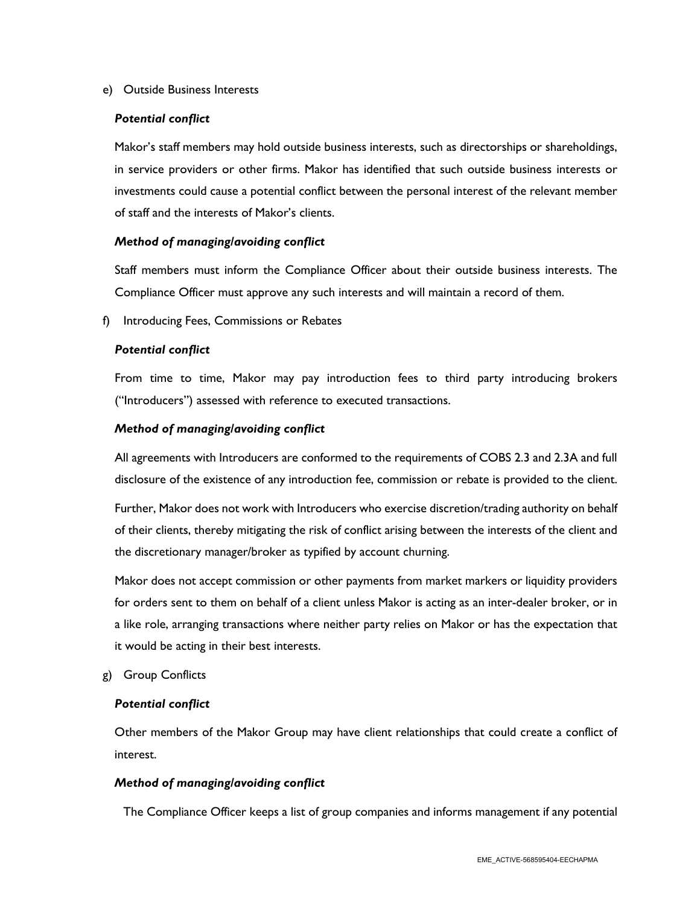e) Outside Business Interests

***Potential conflict***

Makor's staff members may hold outside business interests, such as directorships or shareholdings, in service providers or other firms. Makor has identified that such outside business interests or investments could cause a potential conflict between the personal interest of the relevant member of staff and the interests of Makor's clients.

***Method of managing/avoiding conflict***

Staff members must inform the Compliance Officer about their outside business interests. The Compliance Officer must approve any such interests and will maintain a record of them.

f) Introducing Fees, Commissions or Rebates

***Potential conflict***

From time to time, Makor may pay introduction fees to third party introducing brokers ("Introducers") assessed with reference to executed transactions.

***Method of managing/avoiding conflict***

All agreements with Introducers are conformed to the requirements of COBS 2.3 and 2.3A and full disclosure of the existence of any introduction fee, commission or rebate is provided to the client.

Further, Makor does not work with Introducers who exercise discretion/trading authority on behalf of their clients, thereby mitigating the risk of conflict arising between the interests of the client and the discretionary manager/broker as typified by account churning.

Makor does not accept commission or other payments from market markers or liquidity providers for orders sent to them on behalf of a client unless Makor is acting as an inter-dealer broker, or in a like role, arranging transactions where neither party relies on Makor or has the expectation that it would be acting in their best interests.

g) Group Conflicts

***Potential conflict***

Other members of the Makor Group may have client relationships that could create a conflict of interest.

***Method of managing/avoiding conflict***

The Compliance Officer keeps a list of group companies and informs management if any potential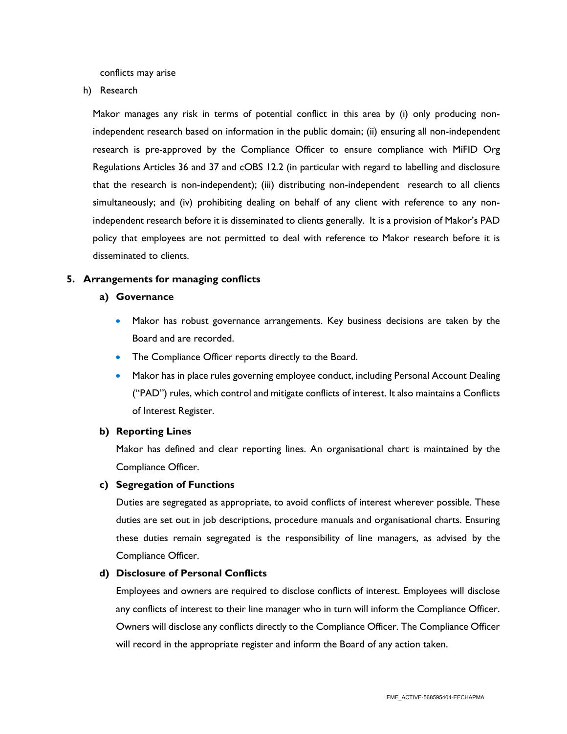conflicts may arise

h) Research

Makor manages any risk in terms of potential conflict in this area by (i) only producing non-independent research based on information in the public domain; (ii) ensuring all non-independent research is pre-approved by the Compliance Officer to ensure compliance with MiFID Org Regulations Articles 36 and 37 and cOBS 12.2 (in particular with regard to labelling and disclosure that the research is non-independent); (iii) distributing non-independent research to all clients simultaneously; and (iv) prohibiting dealing on behalf of any client with reference to any non-independent research before it is disseminated to clients generally. It is a provision of Makor's PAD policy that employees are not permitted to deal with reference to Makor research before it is disseminated to clients.

## 5. Arrangements for managing conflicts

### a) Governance

- Makor has robust governance arrangements. Key business decisions are taken by the Board and are recorded.
- The Compliance Officer reports directly to the Board.
- Makor has in place rules governing employee conduct, including Personal Account Dealing ("PAD") rules, which control and mitigate conflicts of interest. It also maintains a Conflicts of Interest Register.

### b) Reporting Lines

Makor has defined and clear reporting lines. An organisational chart is maintained by the Compliance Officer.

### c) Segregation of Functions

Duties are segregated as appropriate, to avoid conflicts of interest wherever possible. These duties are set out in job descriptions, procedure manuals and organisational charts. Ensuring these duties remain segregated is the responsibility of line managers, as advised by the Compliance Officer.

### d) Disclosure of Personal Conflicts

Employees and owners are required to disclose conflicts of interest. Employees will disclose any conflicts of interest to their line manager who in turn will inform the Compliance Officer. Owners will disclose any conflicts directly to the Compliance Officer. The Compliance Officer will record in the appropriate register and inform the Board of any action taken.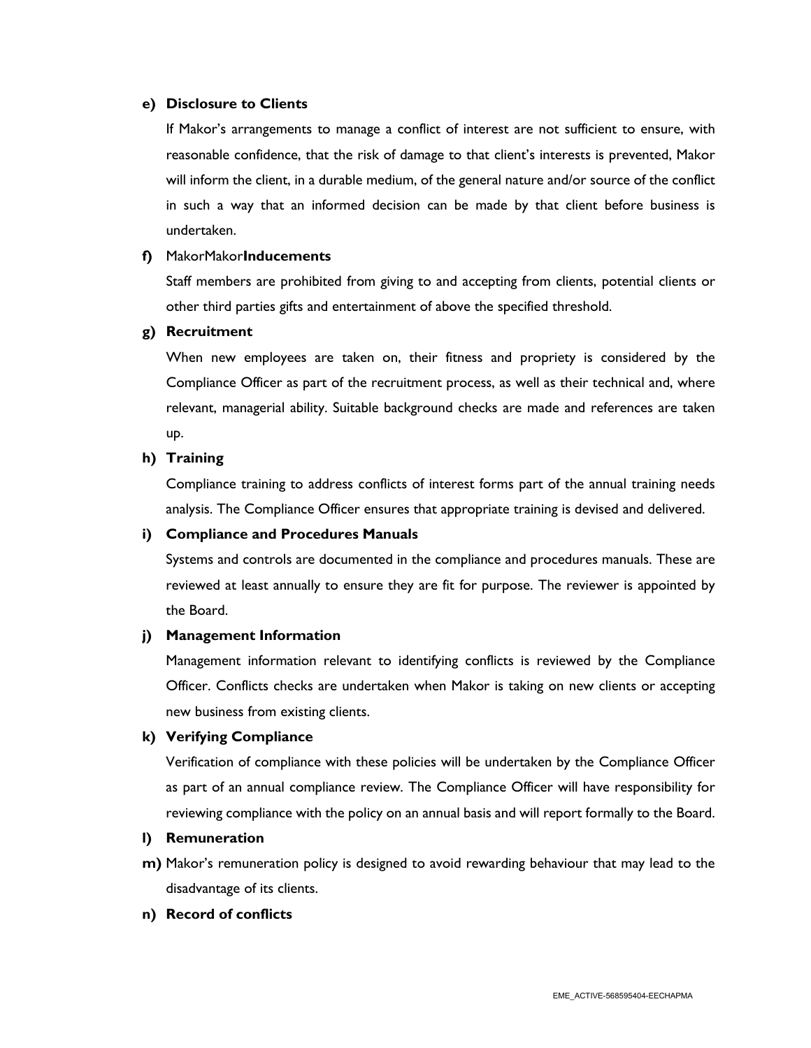**e) Disclosure to Clients**

If Makor's arrangements to manage a conflict of interest are not sufficient to ensure, with reasonable confidence, that the risk of damage to that client's interests is prevented, Makor will inform the client, in a durable medium, of the general nature and/or source of the conflict in such a way that an informed decision can be made by that client before business is undertaken.

**f)** MakorMakor**Inducements**

Staff members are prohibited from giving to and accepting from clients, potential clients or other third parties gifts and entertainment of above the specified threshold.

**g) Recruitment**

When new employees are taken on, their fitness and propriety is considered by the Compliance Officer as part of the recruitment process, as well as their technical and, where relevant, managerial ability. Suitable background checks are made and references are taken up.

**h) Training**

Compliance training to address conflicts of interest forms part of the annual training needs analysis. The Compliance Officer ensures that appropriate training is devised and delivered.

**i) Compliance and Procedures Manuals**

Systems and controls are documented in the compliance and procedures manuals. These are reviewed at least annually to ensure they are fit for purpose. The reviewer is appointed by the Board.

**j) Management Information**

Management information relevant to identifying conflicts is reviewed by the Compliance Officer. Conflicts checks are undertaken when Makor is taking on new clients or accepting new business from existing clients.

**k) Verifying Compliance**

Verification of compliance with these policies will be undertaken by the Compliance Officer as part of an annual compliance review. The Compliance Officer will have responsibility for reviewing compliance with the policy on an annual basis and will report formally to the Board.

**l) Remuneration**

**m)** Makor's remuneration policy is designed to avoid rewarding behaviour that may lead to the disadvantage of its clients.

**n) Record of conflicts**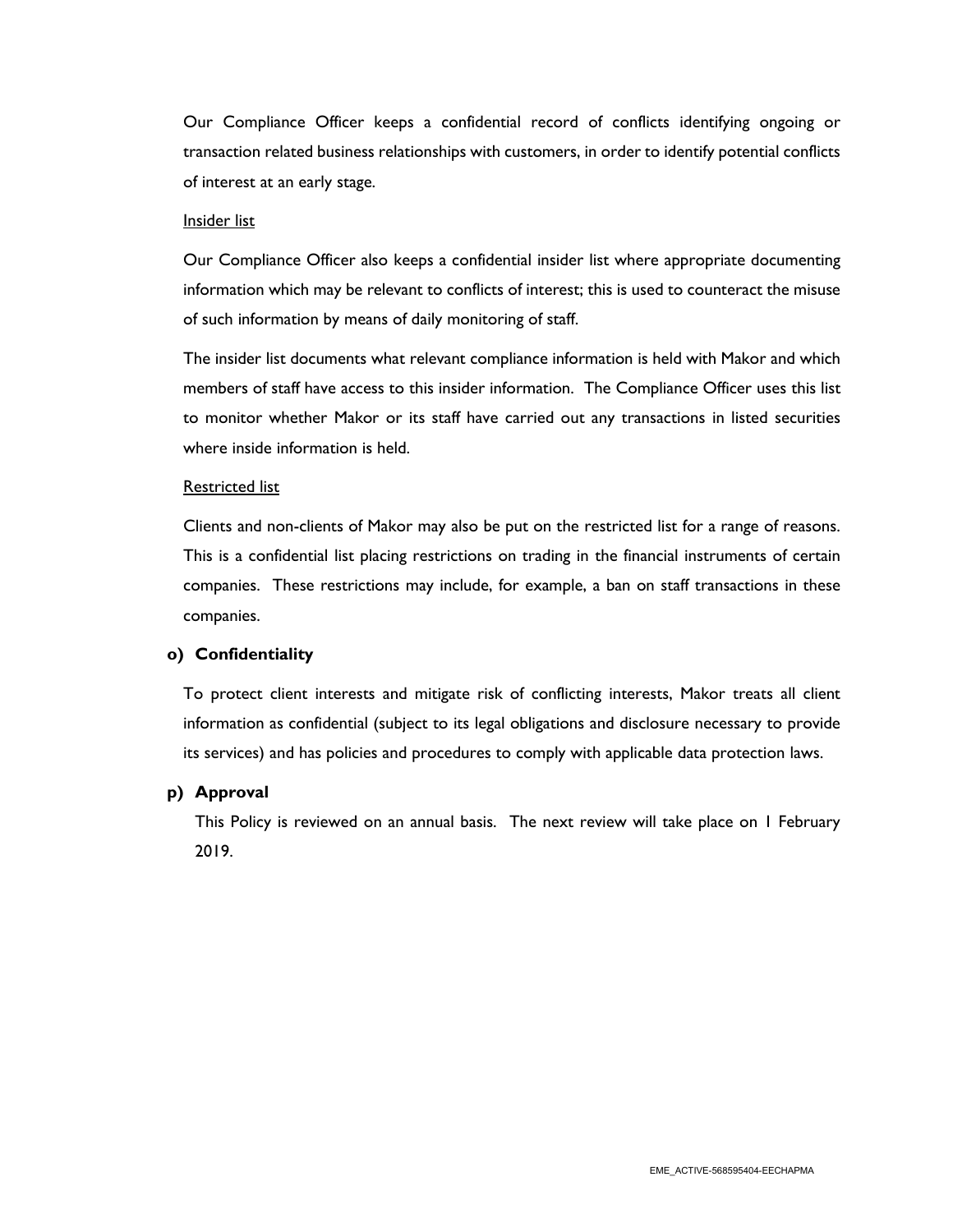Our Compliance Officer keeps a confidential record of conflicts identifying ongoing or transaction related business relationships with customers, in order to identify potential conflicts of interest at an early stage.

Insider list

Our Compliance Officer also keeps a confidential insider list where appropriate documenting information which may be relevant to conflicts of interest; this is used to counteract the misuse of such information by means of daily monitoring of staff.

The insider list documents what relevant compliance information is held with Makor and which members of staff have access to this insider information. The Compliance Officer uses this list to monitor whether Makor or its staff have carried out any transactions in listed securities where inside information is held.

Restricted list

Clients and non-clients of Makor may also be put on the restricted list for a range of reasons. This is a confidential list placing restrictions on trading in the financial instruments of certain companies. These restrictions may include, for example, a ban on staff transactions in these companies.

**o) Confidentiality**

To protect client interests and mitigate risk of conflicting interests, Makor treats all client information as confidential (subject to its legal obligations and disclosure necessary to provide its services) and has policies and procedures to comply with applicable data protection laws.

**p) Approval**

This Policy is reviewed on an annual basis. The next review will take place on 1 February 2019.